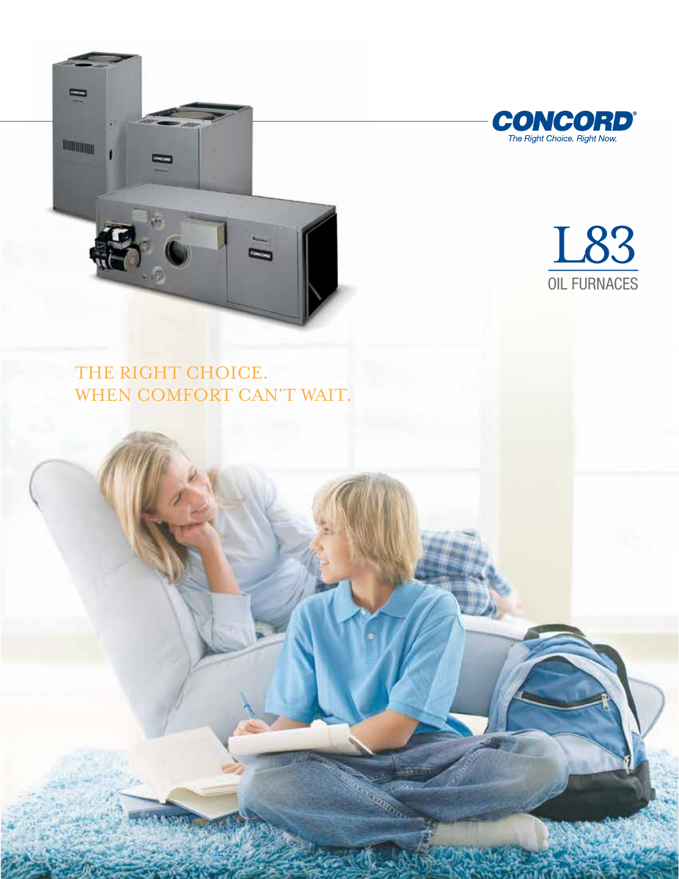**CONCORD®**

*The Right Choice. Right Now.*

# L83

## OIL FURNACES

THE RIGHT CHOICE.
WHEN COMFORT CAN'T WAIT.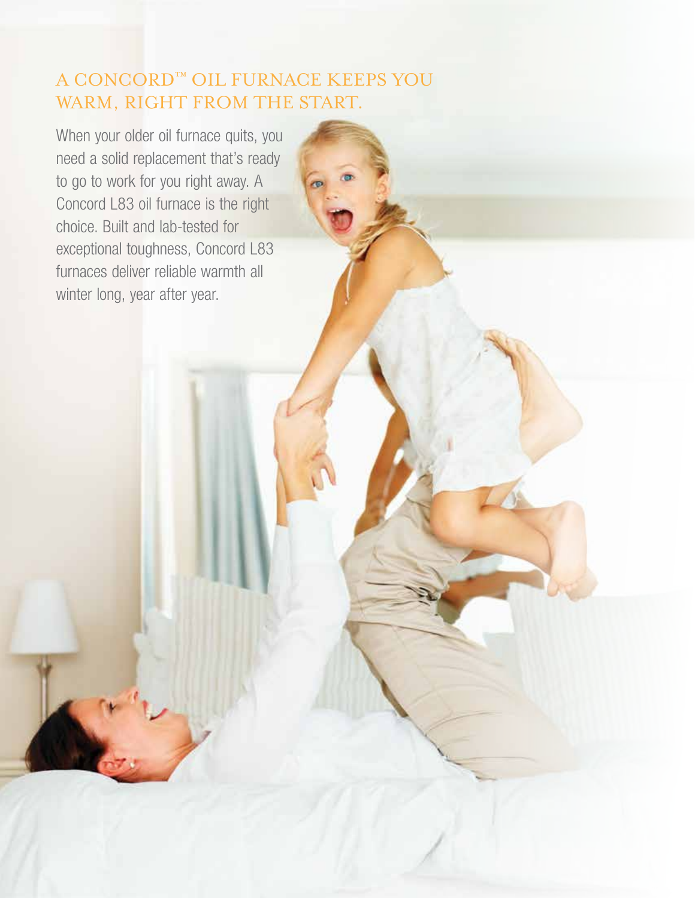# A CONCORD™ OIL FURNACE KEEPS YOU WARM, RIGHT FROM THE START.

When your older oil furnace quits, you need a solid replacement that's ready to go to work for you right away. A Concord L83 oil furnace is the right choice. Built and lab-tested for exceptional toughness, Concord L83 furnaces deliver reliable warmth all winter long, year after year.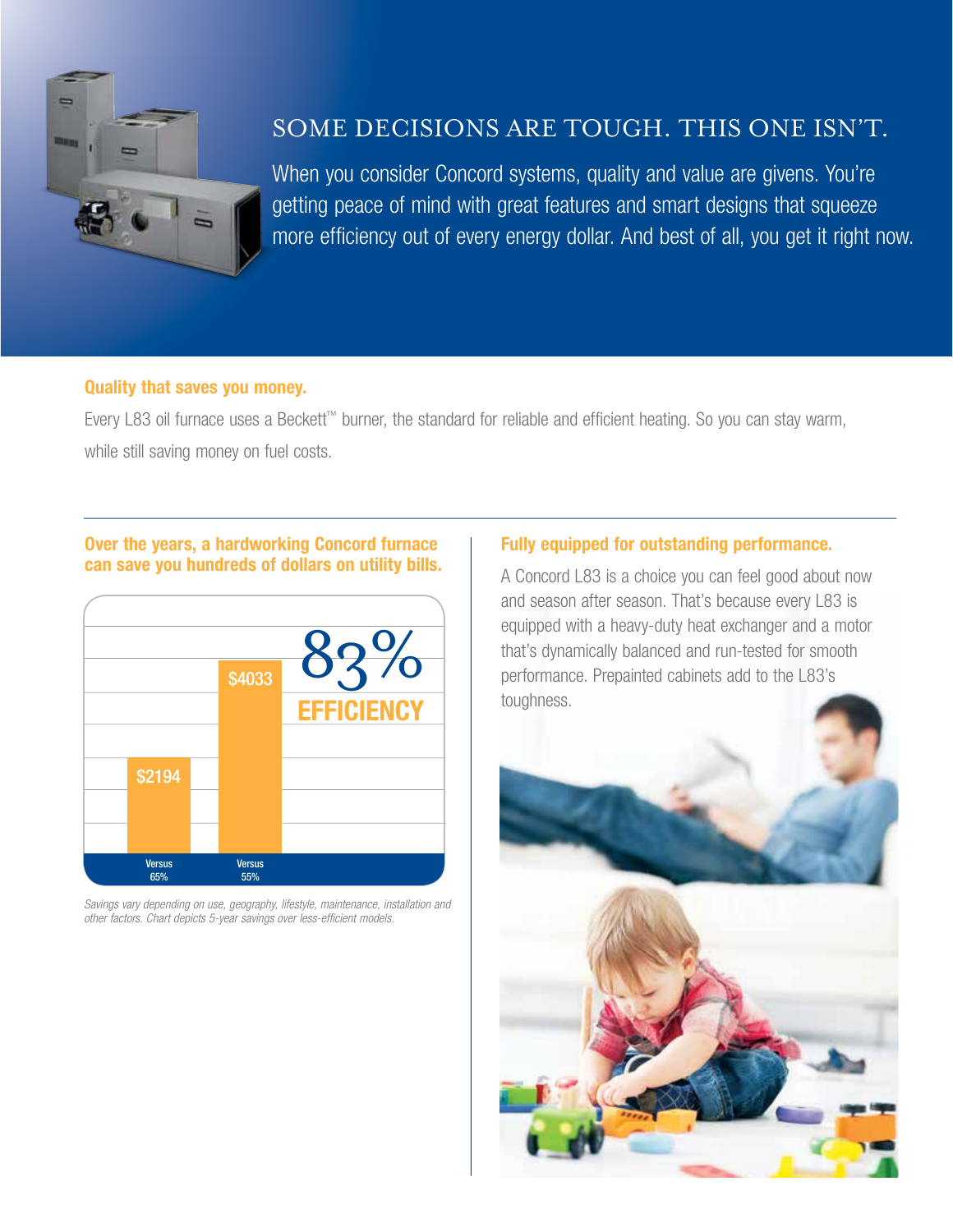## SOME DECISIONS ARE TOUGH. THIS ONE ISN'T.

When you consider Concord systems, quality and value are givens. You're getting peace of mind with great features and smart designs that squeeze more efficiency out of every energy dollar. And best of all, you get it right now.

### Quality that saves you money.

Every L83 oil furnace uses a Beckett™ burner, the standard for reliable and efficient heating. So you can stay warm, while still saving money on fuel costs.

### Over the years, a hardworking Concord furnace can save you hundreds of dollars on utility bills.

83% EFFICIENCY

| Comparison | 5-year savings |
| --- | --- |
| Versus 65% | $2194 |
| Versus 55% | $4033 |

*Savings vary depending on use, geography, lifestyle, maintenance, installation and other factors. Chart depicts 5-year savings over less-efficient models.*

### Fully equipped for outstanding performance.

A Concord L83 is a choice you can feel good about now and season after season. That's because every L83 is equipped with a heavy-duty heat exchanger and a motor that's dynamically balanced and run-tested for smooth performance. Prepainted cabinets add to the L83's toughness.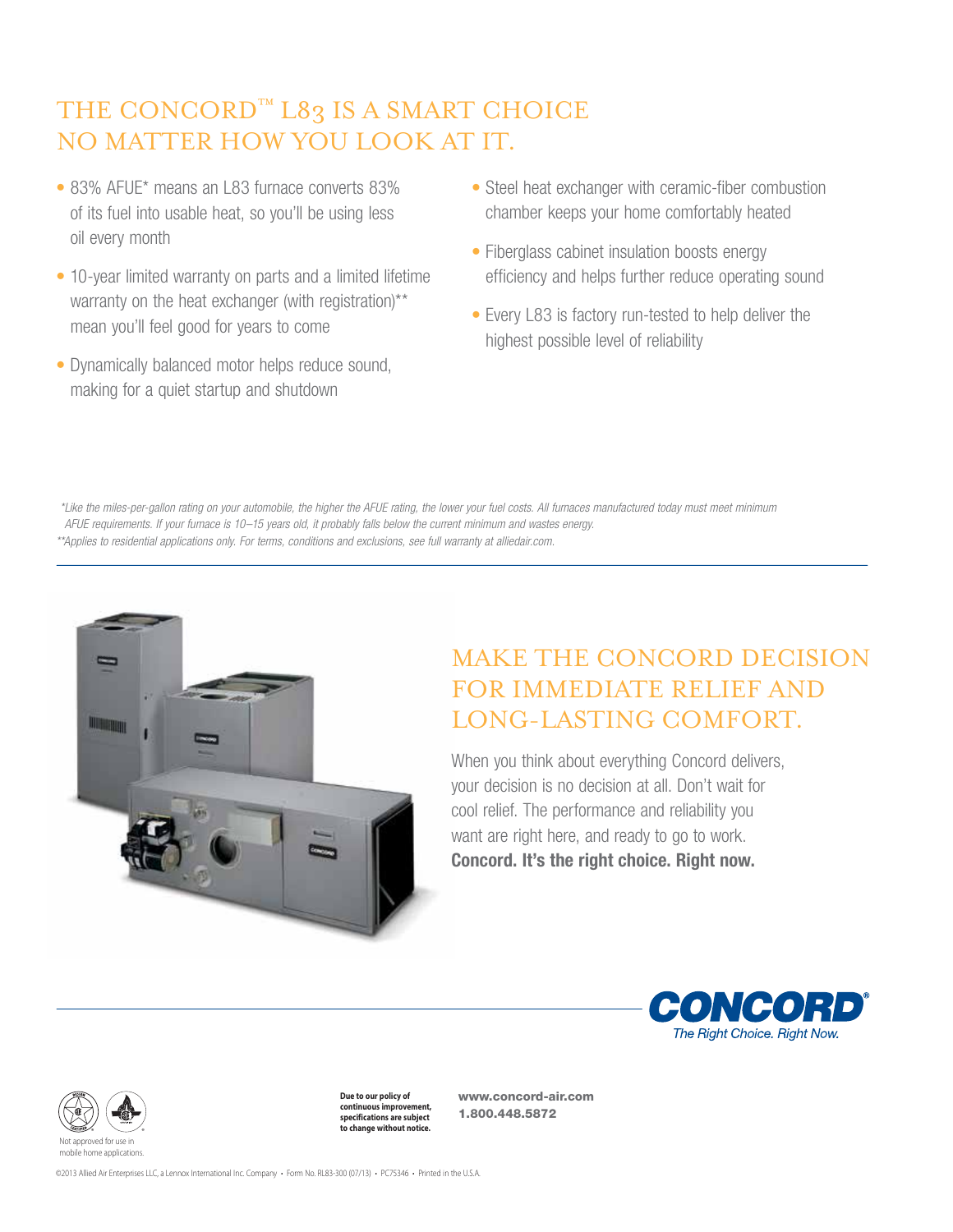# THE CONCORD™ L83 IS A SMART CHOICE NO MATTER HOW YOU LOOK AT IT.

- 83% AFUE* means an L83 furnace converts 83% of its fuel into usable heat, so you'll be using less oil every month
- 10-year limited warranty on parts and a limited lifetime warranty on the heat exchanger (with registration)** mean you'll feel good for years to come
- Dynamically balanced motor helps reduce sound, making for a quiet startup and shutdown
- Steel heat exchanger with ceramic-fiber combustion chamber keeps your home comfortably heated
- Fiberglass cabinet insulation boosts energy efficiency and helps further reduce operating sound
- Every L83 is factory run-tested to help deliver the highest possible level of reliability

*\*Like the miles-per-gallon rating on your automobile, the higher the AFUE rating, the lower your fuel costs. All furnaces manufactured today must meet minimum AFUE requirements. If your furnace is 10–15 years old, it probably falls below the current minimum and wastes energy.*

*\*\*Applies to residential applications only. For terms, conditions and exclusions, see full warranty at alliedair.com.*

## MAKE THE CONCORD DECISION FOR IMMEDIATE RELIEF AND LONG-LASTING COMFORT.

When you think about everything Concord delivers, your decision is no decision at all. Don't wait for cool relief. The performance and reliability you want are right here, and ready to go to work. **Concord. It's the right choice. Right now.**

CONCORD®
The Right Choice. Right Now.

Not approved for use in mobile home applications.

**Due to our policy of continuous improvement, specifications are subject to change without notice.**

**www.concord-air.com**
**1.800.448.5872**

©2013 Allied Air Enterprises LLC, a Lennox International Inc. Company • Form No. RL83-300 (07/13) • PC75346 • Printed in the U.S.A.